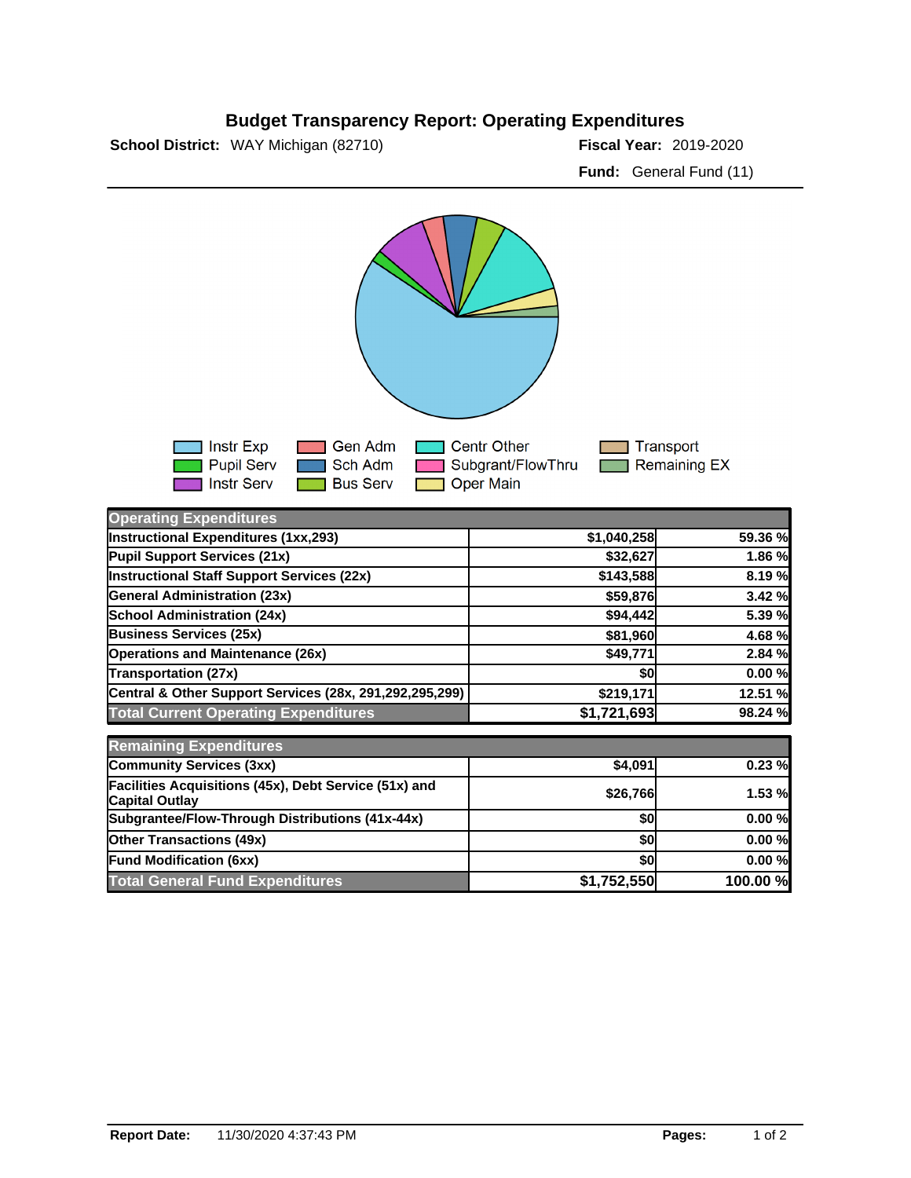# Budget Transparency Report: Operating Expenditures

**School District:** WAY Michigan (82710) **Fiscal Year:** 2019-2020

**Fund:** General Fund (11)

Instr Exp | Gen Adm | Centr Other | Transport
Pupil Serv | Sch Adm | Subgrant/FlowThru | Remaining EX
Instr Serv | Bus Serv | Oper Main

| Operating Expenditures | | |
|---|---|---|
| Instructional Expenditures (1xx,293) | $1,040,258 | 59.36 % |
| Pupil Support Services (21x) | $32,627 | 1.86 % |
| Instructional Staff Support Services (22x) | $143,588 | 8.19 % |
| General Administration (23x) | $59,876 | 3.42 % |
| School Administration (24x) | $94,442 | 5.39 % |
| Business Services (25x) | $81,960 | 4.68 % |
| Operations and Maintenance (26x) | $49,771 | 2.84 % |
| Transportation (27x) | $0 | 0.00 % |
| Central & Other Support Services (28x, 291,292,295,299) | $219,171 | 12.51 % |
| **Total Current Operating Expenditures** | **$1,721,693** | **98.24 %** |

| Remaining Expenditures | | |
|---|---|---|
| Community Services (3xx) | $4,091 | 0.23 % |
| Facilities Acquisitions (45x), Debt Service (51x) and Capital Outlay | $26,766 | 1.53 % |
| Subgrantee/Flow-Through Distributions (41x-44x) | $0 | 0.00 % |
| Other Transactions (49x) | $0 | 0.00 % |
| Fund Modification (6xx) | $0 | 0.00 % |
| **Total General Fund Expenditures** | **$1,752,550** | **100.00 %** |

**Report Date:** 11/30/2020 4:37:43 PM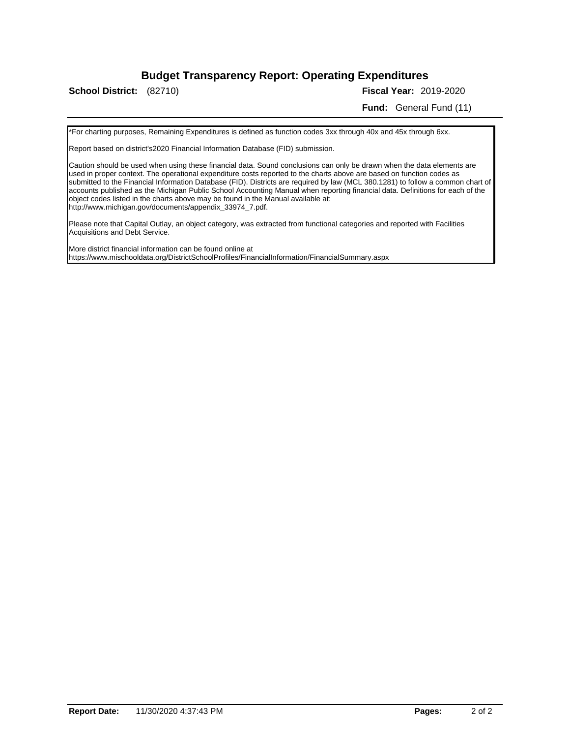# Budget Transparency Report: Operating Expenditures

**School District:** (82710)

**Fiscal Year:** 2019-2020

**Fund:** General Fund (11)

*For charting purposes, Remaining Expenditures is defined as function codes 3xx through 40x and 45x through 6xx.

Report based on district's2020 Financial Information Database (FID) submission.

Caution should be used when using these financial data. Sound conclusions can only be drawn when the data elements are used in proper context. The operational expenditure costs reported to the charts above are based on function codes as submitted to the Financial Information Database (FID). Districts are required by law (MCL 380.1281) to follow a common chart of accounts published as the Michigan Public School Accounting Manual when reporting financial data. Definitions for each of the object codes listed in the charts above may be found in the Manual available at: http://www.michigan.gov/documents/appendix_33974_7.pdf.

Please note that Capital Outlay, an object category, was extracted from functional categories and reported with Facilities Acquisitions and Debt Service.

More district financial information can be found online at https://www.mischooldata.org/DistrictSchoolProfiles/FinancialInformation/FinancialSummary.aspx

**Report Date:** 11/30/2020 4:37:43 PM